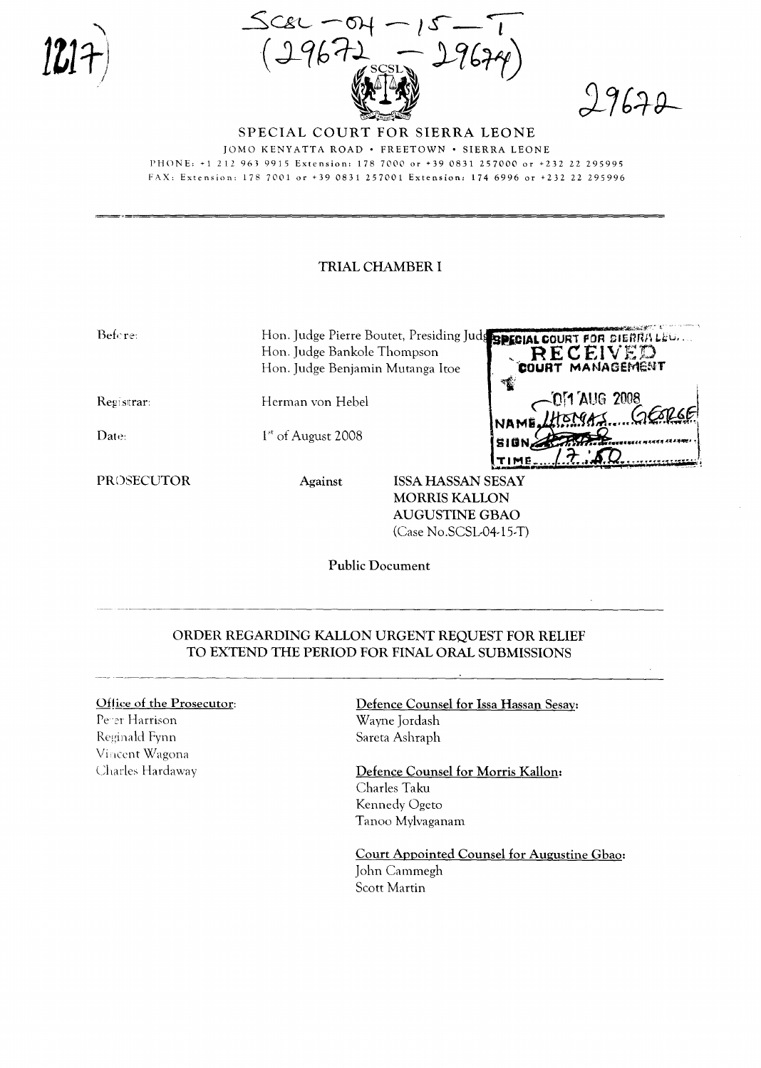SCSL – 04 – 15 – T
(29672 – 29674)

29672

1217

SPECIAL COURT FOR SIERRA LEONE

JOMO KENYATTA ROAD • FREETOWN • SIERRA LEONE

PHONE: +1 212 963 9915 Extension: 178 7000 or +39 0831 257000 or +232 22 295995

FAX: Extension: 178 7001 or +39 0831 257001 Extension: 174 6996 or +232 22 295996

SPECIAL COURT FOR SIERRA LEONE
RECEIVED
COURT MANAGEMENT
01 AUG 2008
NAME THOMAS GEORGE
SIGN
TIME 17:50

## TRIAL CHAMBER I

Before: Hon. Judge Pierre Boutet, Presiding Judge
Hon. Judge Bankole Thompson
Hon. Judge Benjamin Mutanga Itoe

Registrar: Herman von Hebel

Date: 1st of August 2008

PROSECUTOR Against ISSA HASSAN SESAY
MORRIS KALLON
AUGUSTINE GBAO
(Case No.SCSL-04-15-T)

**Public Document**

## ORDER REGARDING KALLON URGENT REQUEST FOR RELIEF TO EXTEND THE PERIOD FOR FINAL ORAL SUBMISSIONS

Office of the Prosecutor:
Peter Harrison
Reginald Fynn
Vincent Wagona
Charles Hardaway

Defence Counsel for Issa Hassan Sesay:
Wayne Jordash
Sareta Ashraph

Defence Counsel for Morris Kallon:
Charles Taku
Kennedy Ogeto
Tanoo Mylvaganam

Court Appointed Counsel for Augustine Gbao:
John Cammegh
Scott Martin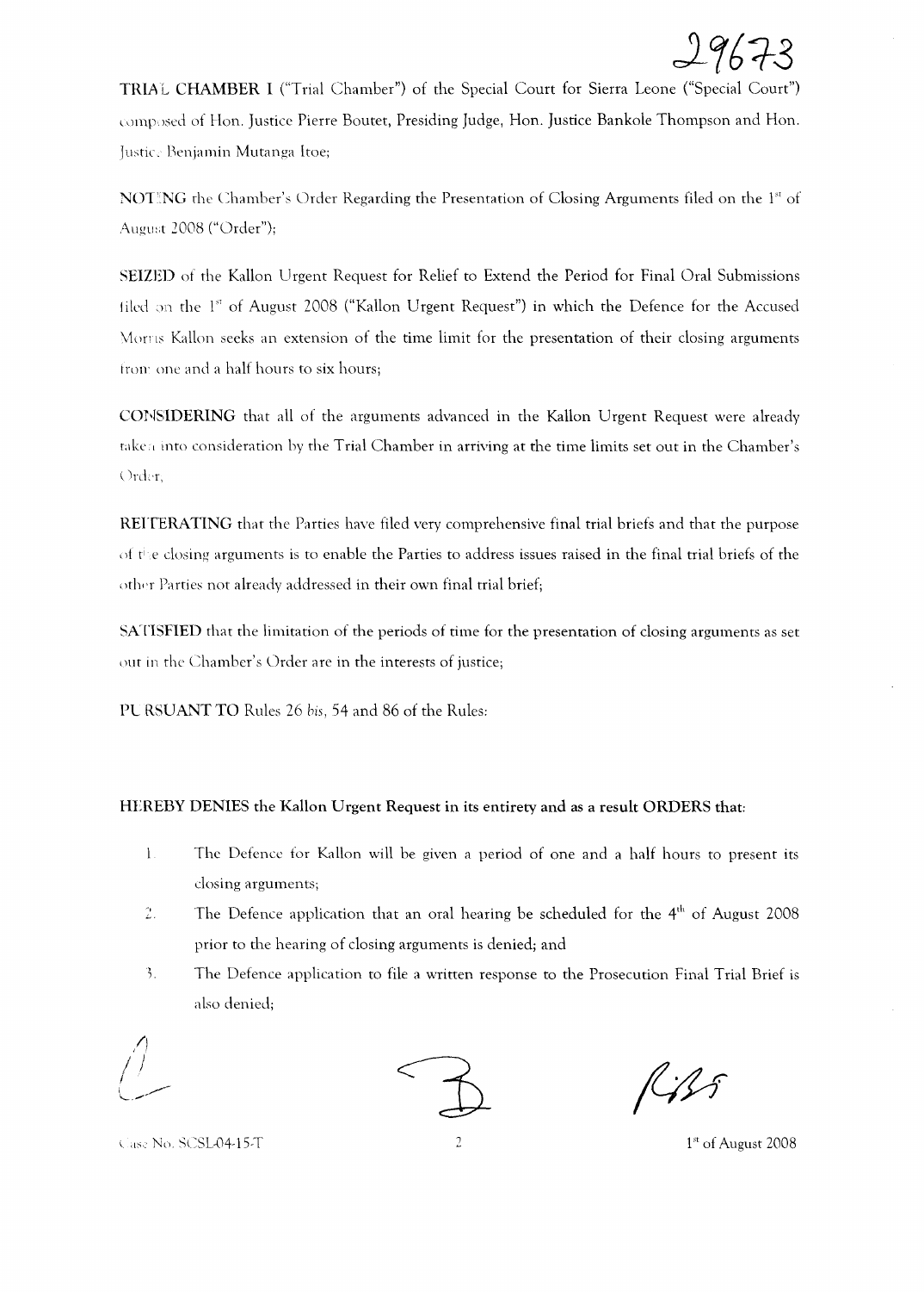**TRIAL CHAMBER I** ("Trial Chamber") of the Special Court for Sierra Leone ("Special Court") composed of Hon. Justice Pierre Boutet, Presiding Judge, Hon. Justice Bankole Thompson and Hon. Justice Benjamin Mutanga Itoe;

**NOTING** the Chamber's Order Regarding the Presentation of Closing Arguments filed on the 1st of August 2008 ("Order");

**SEIZED** of the Kallon Urgent Request for Relief to Extend the Period for Final Oral Submissions filed on the 1st of August 2008 ("Kallon Urgent Request") in which the Defence for the Accused Morris Kallon seeks an extension of the time limit for the presentation of their closing arguments from one and a half hours to six hours;

**CONSIDERING** that all of the arguments advanced in the Kallon Urgent Request were already taken into consideration by the Trial Chamber in arriving at the time limits set out in the Chamber's Order;

**REITERATING** that the Parties have filed very comprehensive final trial briefs and that the purpose of the closing arguments is to enable the Parties to address issues raised in the final trial briefs of the other Parties not already addressed in their own final trial brief;

**SATISFIED** that the limitation of the periods of time for the presentation of closing arguments as set out in the Chamber's Order are in the interests of justice;

**PURSUANT TO** Rules 26 *bis*, 54 and 86 of the Rules:

**HEREBY DENIES the Kallon Urgent Request in its entirety and as a result ORDERS that:**

1. The Defence for Kallon will be given a period of one and a half hours to present its closing arguments;
2. The Defence application that an oral hearing be scheduled for the 4th of August 2008 prior to the hearing of closing arguments is denied; and
3. The Defence application to file a written response to the Prosecution Final Trial Brief is also denied;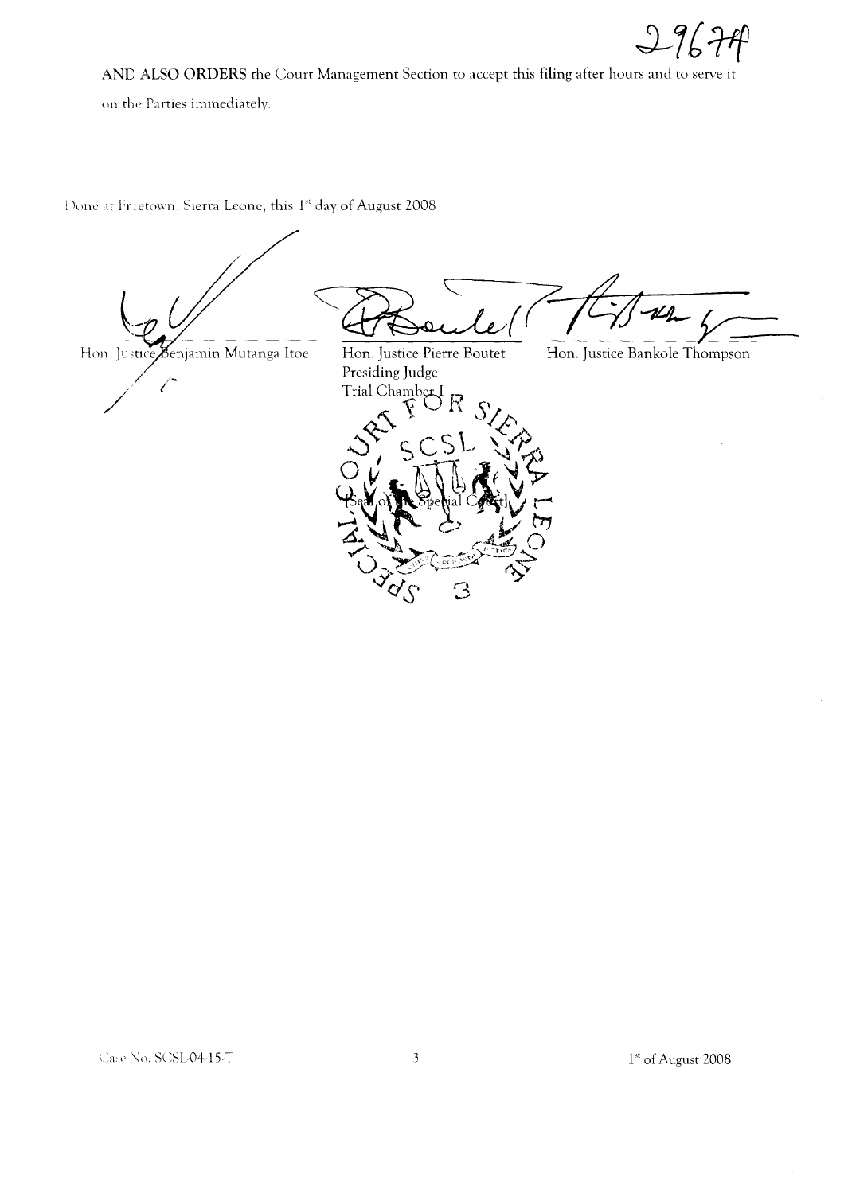**AND ALSO ORDERS** the Court Management Section to accept this filing after hours and to serve it on the Parties immediately.

Done at Freetown, Sierra Leone, this 1st day of August 2008

| | | |
|---|---|---|
| Hon. Justice Benjamin Mutanga Itoe | Hon. Justice Pierre Boutet<br>Presiding Judge<br>Trial Chamber I | Hon. Justice Bankole Thompson |

[Seal of the Special Court]